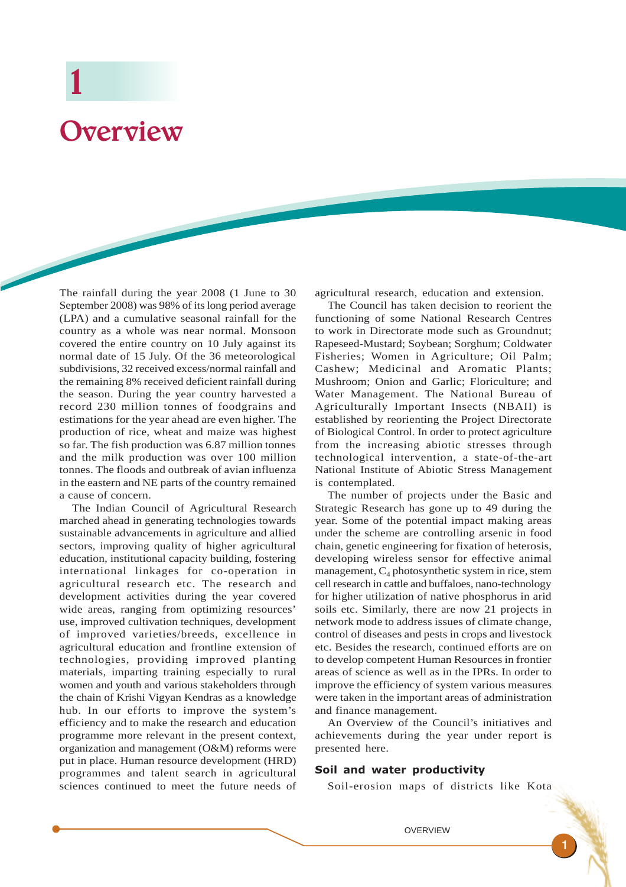# 1

# Overview

The rainfall during the year 2008 (1 June to 30 September 2008) was 98% of its long period average (LPA) and a cumulative seasonal rainfall for the country as a whole was near normal. Monsoon covered the entire country on 10 July against its normal date of 15 July. Of the 36 meteorological subdivisions, 32 received excess/normal rainfall and the remaining 8% received deficient rainfall during the season. During the year country harvested a record 230 million tonnes of foodgrains and estimations for the year ahead are even higher. The production of rice, wheat and maize was highest so far. The fish production was 6.87 million tonnes and the milk production was over 100 million tonnes. The floods and outbreak of avian influenza in the eastern and NE parts of the country remained a cause of concern.

The Indian Council of Agricultural Research marched ahead in generating technologies towards sustainable advancements in agriculture and allied sectors, improving quality of higher agricultural education, institutional capacity building, fostering international linkages for co-operation in agricultural research etc. The research and development activities during the year covered wide areas, ranging from optimizing resources' use, improved cultivation techniques, development of improved varieties/breeds, excellence in agricultural education and frontline extension of technologies, providing improved planting materials, imparting training especially to rural women and youth and various stakeholders through the chain of Krishi Vigyan Kendras as a knowledge hub. In our efforts to improve the system's efficiency and to make the research and education programme more relevant in the present context, organization and management (O&M) reforms were put in place. Human resource development (HRD) programmes and talent search in agricultural sciences continued to meet the future needs of agricultural research, education and extension.

The Council has taken decision to reorient the functioning of some National Research Centres to work in Directorate mode such as Groundnut; Rapeseed-Mustard; Soybean; Sorghum; Coldwater Fisheries; Women in Agriculture; Oil Palm; Cashew; Medicinal and Aromatic Plants; Mushroom; Onion and Garlic; Floriculture; and Water Management. The National Bureau of Agriculturally Important Insects (NBAII) is established by reorienting the Project Directorate of Biological Control. In order to protect agriculture from the increasing abiotic stresses through technological intervention, a state-of-the-art National Institute of Abiotic Stress Management is contemplated.

The number of projects under the Basic and Strategic Research has gone up to 49 during the year. Some of the potential impact making areas under the scheme are controlling arsenic in food chain, genetic engineering for fixation of heterosis, developing wireless sensor for effective animal management, $C_4$ photosynthetic system in rice, stem cell research in cattle and buffaloes, nano-technology for higher utilization of native phosphorus in arid soils etc. Similarly, there are now 21 projects in network mode to address issues of climate change, control of diseases and pests in crops and livestock etc. Besides the research, continued efforts are on to develop competent Human Resources in frontier areas of science as well as in the IPRs. In order to improve the efficiency of system various measures were taken in the important areas of administration and finance management.

An Overview of the Council's initiatives and achievements during the year under report is presented here.

## Soil and water productivity

Soil-erosion maps of districts like Kota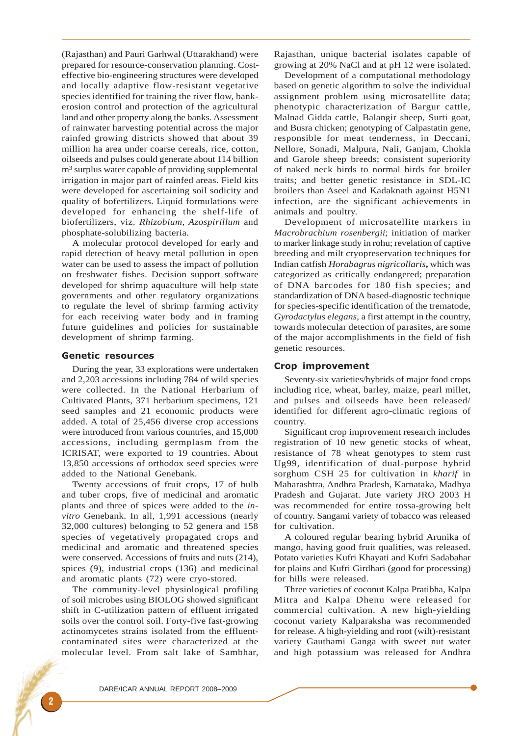(Rajasthan) and Pauri Garhwal (Uttarakhand) were prepared for resource-conservation planning. Cost-effective bio-engineering structures were developed and locally adaptive flow-resistant vegetative species identified for training the river flow, bank-erosion control and protection of the agricultural land and other property along the banks. Assessment of rainwater harvesting potential across the major rainfed growing districts showed that about 39 million ha area under coarse cereals, rice, cotton, oilseeds and pulses could generate about 114 billion $m^3$ surplus water capable of providing supplemental irrigation in major part of rainfed areas. Field kits were developed for ascertaining soil sodicity and quality of bofertilizers. Liquid formulations were developed for enhancing the shelf-life of biofertilizers, viz. *Rhizobium, Azospirillum* and phosphate-solubilizing bacteria.

A molecular protocol developed for early and rapid detection of heavy metal pollution in open water can be used to assess the impact of pollution on freshwater fishes. Decision support software developed for shrimp aquaculture will help state governments and other regulatory organizations to regulate the level of shrimp farming activity for each receiving water body and in framing future guidelines and policies for sustainable development of shrimp farming.

## Genetic resources

During the year, 33 explorations were undertaken and 2,203 accessions including 784 of wild species were collected. In the National Herbarium of Cultivated Plants, 371 herbarium specimens, 121 seed samples and 21 economic products were added. A total of 25,456 diverse crop accessions were introduced from various countries, and 15,000 accessions, including germplasm from the ICRISAT, were exported to 19 countries. About 13,850 accessions of orthodox seed species were added to the National Genebank.

Twenty accessions of fruit crops, 17 of bulb and tuber crops, five of medicinal and aromatic plants and three of spices were added to the *in-vitro* Genebank. In all, 1,991 accessions (nearly 32,000 cultures) belonging to 52 genera and 158 species of vegetatively propagated crops and medicinal and aromatic and threatened species were conserved. Accessions of fruits and nuts (214), spices (9), industrial crops (136) and medicinal and aromatic plants (72) were cryo-stored.

The community-level physiological profiling of soil microbes using BIOLOG showed significant shift in C-utilization pattern of effluent irrigated soils over the control soil. Forty-five fast-growing actinomycetes strains isolated from the effluent-contaminated sites were characterized at the molecular level. From salt lake of Sambhar, Rajasthan, unique bacterial isolates capable of growing at 20% NaCl and at pH 12 were isolated.

Development of a computational methodology based on genetic algorithm to solve the individual assignment problem using microsatellite data; phenotypic characterization of Bargur cattle, Malnad Gidda cattle, Balangir sheep, Surti goat, and Busra chicken; genotyping of Calpastatin gene, responsible for meat tenderness, in Deccani, Nellore, Sonadi, Malpura, Nali, Ganjam, Chokla and Garole sheep breeds; consistent superiority of naked neck birds to normal birds for broiler traits; and better genetic resistance in SDL-IC broilers than Aseel and Kadaknath against H5N1 infection, are the significant achievements in animals and poultry.

Development of microsatellite markers in *Macrobrachium rosenbergii*; initiation of marker to marker linkage study in rohu; revelation of captive breeding and milt cryopreservation techniques for Indian catfish *Horabagrus nigricollaris***,** which was categorized as critically endangered; preparation of DNA barcodes for 180 fish species; and standardization of DNA based-diagnostic technique for species-specific identification of the trematode, *Gyrodactylus elegans*, a first attempt in the country, towards molecular detection of parasites, are some of the major accomplishments in the field of fish genetic resources.

## Crop improvement

Seventy-six varieties/hybrids of major food crops including rice, wheat, barley, maize, pearl millet, and pulses and oilseeds have been released/ identified for different agro-climatic regions of country.

Significant crop improvement research includes registration of 10 new genetic stocks of wheat, resistance of 78 wheat genotypes to stem rust Ug99, identification of dual-purpose hybrid sorghum CSH 25 for cultivation in *kharif* in Maharashtra, Andhra Pradesh, Karnataka, Madhya Pradesh and Gujarat. Jute variety JRO 2003 H was recommended for entire tossa-growing belt of country. Sangami variety of tobacco was released for cultivation.

A coloured regular bearing hybrid Arunika of mango, having good fruit qualities, was released. Potato varieties Kufri Khayati and Kufri Sadabahar for plains and Kufri Girdhari (good for processing) for hills were released.

Three varieties of coconut Kalpa Pratibha, Kalpa Mitra and Kalpa Dhenu were released for commercial cultivation. A new high-yielding coconut variety Kalparaksha was recommended for release. A high-yielding and root (wilt)-resistant variety Gauthami Ganga with sweet nut water and high potassium was released for Andhra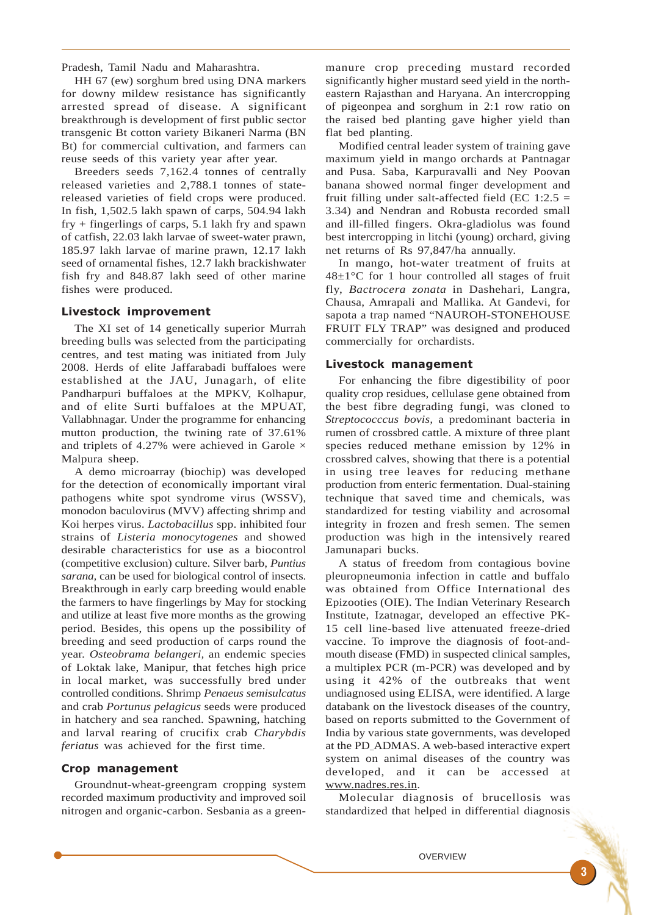Pradesh, Tamil Nadu and Maharashtra.

HH 67 (ew) sorghum bred using DNA markers for downy mildew resistance has significantly arrested spread of disease. A significant breakthrough is development of first public sector transgenic Bt cotton variety Bikaneri Narma (BN Bt) for commercial cultivation, and farmers can reuse seeds of this variety year after year.

Breeders seeds 7,162.4 tonnes of centrally released varieties and 2,788.1 tonnes of state-released varieties of field crops were produced. In fish, 1,502.5 lakh spawn of carps, 504.94 lakh fry + fingerlings of carps, 5.1 lakh fry and spawn of catfish, 22.03 lakh larvae of sweet-water prawn, 185.97 lakh larvae of marine prawn, 12.17 lakh seed of ornamental fishes, 12.7 lakh brackishwater fish fry and 848.87 lakh seed of other marine fishes were produced.

## Livestock improvement

The XI set of 14 genetically superior Murrah breeding bulls was selected from the participating centres, and test mating was initiated from July 2008. Herds of elite Jaffarabadi buffaloes were established at the JAU, Junagarh, of elite Pandharpuri buffaloes at the MPKV, Kolhapur, and of elite Surti buffaloes at the MPUAT, Vallabhnagar. Under the programme for enhancing mutton production, the twining rate of 37.61% and triplets of 4.27% were achieved in Garole × Malpura sheep.

A demo microarray (biochip) was developed for the detection of economically important viral pathogens white spot syndrome virus (WSSV), monodon baculovirus (MVV) affecting shrimp and Koi herpes virus. *Lactobacillus* spp. inhibited four strains of *Listeria monocytogenes* and showed desirable characteristics for use as a biocontrol (competitive exclusion) culture. Silver barb, *Puntius sarana*, can be used for biological control of insects. Breakthrough in early carp breeding would enable the farmers to have fingerlings by May for stocking and utilize at least five more months as the growing period. Besides, this opens up the possibility of breeding and seed production of carps round the year. *Osteobrama belangeri*, an endemic species of Loktak lake, Manipur, that fetches high price in local market, was successfully bred under controlled conditions. Shrimp *Penaeus semisulcatus* and crab *Portunus pelagicus* seeds were produced in hatchery and sea ranched. Spawning, hatching and larval rearing of crucifix crab *Charybdis feriatus* was achieved for the first time.

## Crop management

Groundnut-wheat-greengram cropping system recorded maximum productivity and improved soil nitrogen and organic-carbon. Sesbania as a green-manure crop preceding mustard recorded significantly higher mustard seed yield in the north-eastern Rajasthan and Haryana. An intercropping of pigeonpea and sorghum in 2:1 row ratio on the raised bed planting gave higher yield than flat bed planting.

Modified central leader system of training gave maximum yield in mango orchards at Pantnagar and Pusa. Saba, Karpuravalli and Ney Poovan banana showed normal finger development and fruit filling under salt-affected field (EC 1:2.5 = 3.34) and Nendran and Robusta recorded small and ill-filled fingers. Okra-gladiolus was found best intercropping in litchi (young) orchard, giving net returns of Rs 97,847/ha annually.

In mango, hot-water treatment of fruits at 48±1°C for 1 hour controlled all stages of fruit fly, *Bactrocera zonata* in Dashehari, Langra, Chausa, Amrapali and Mallika. At Gandevi, for sapota a trap named "NAUROH-STONEHOUSE FRUIT FLY TRAP" was designed and produced commercially for orchardists.

## Livestock management

For enhancing the fibre digestibility of poor quality crop residues, cellulase gene obtained from the best fibre degrading fungi, was cloned to *Streptococccus bovis*, a predominant bacteria in rumen of crossbred cattle. A mixture of three plant species reduced methane emission by 12% in crossbred calves, showing that there is a potential in using tree leaves for reducing methane production from enteric fermentation. Dual-staining technique that saved time and chemicals, was standardized for testing viability and acrosomal integrity in frozen and fresh semen. The semen production was high in the intensively reared Jamunapari bucks.

A status of freedom from contagious bovine pleuropneumonia infection in cattle and buffalo was obtained from Office International des Epizooties (OIE). The Indian Veterinary Research Institute, Izatnagar, developed an effective PK-15 cell line-based live attenuated freeze-dried vaccine. To improve the diagnosis of foot-and-mouth disease (FMD) in suspected clinical samples, a multiplex PCR (m-PCR) was developed and by using it 42% of the outbreaks that went undiagnosed using ELISA, were identified. A large databank on the livestock diseases of the country, based on reports submitted to the Government of India by various state governments, was developed at the PD_ADMAS. A web-based interactive expert system on animal diseases of the country was developed, and it can be accessed at www.nadres.res.in.

Molecular diagnosis of brucellosis was standardized that helped in differential diagnosis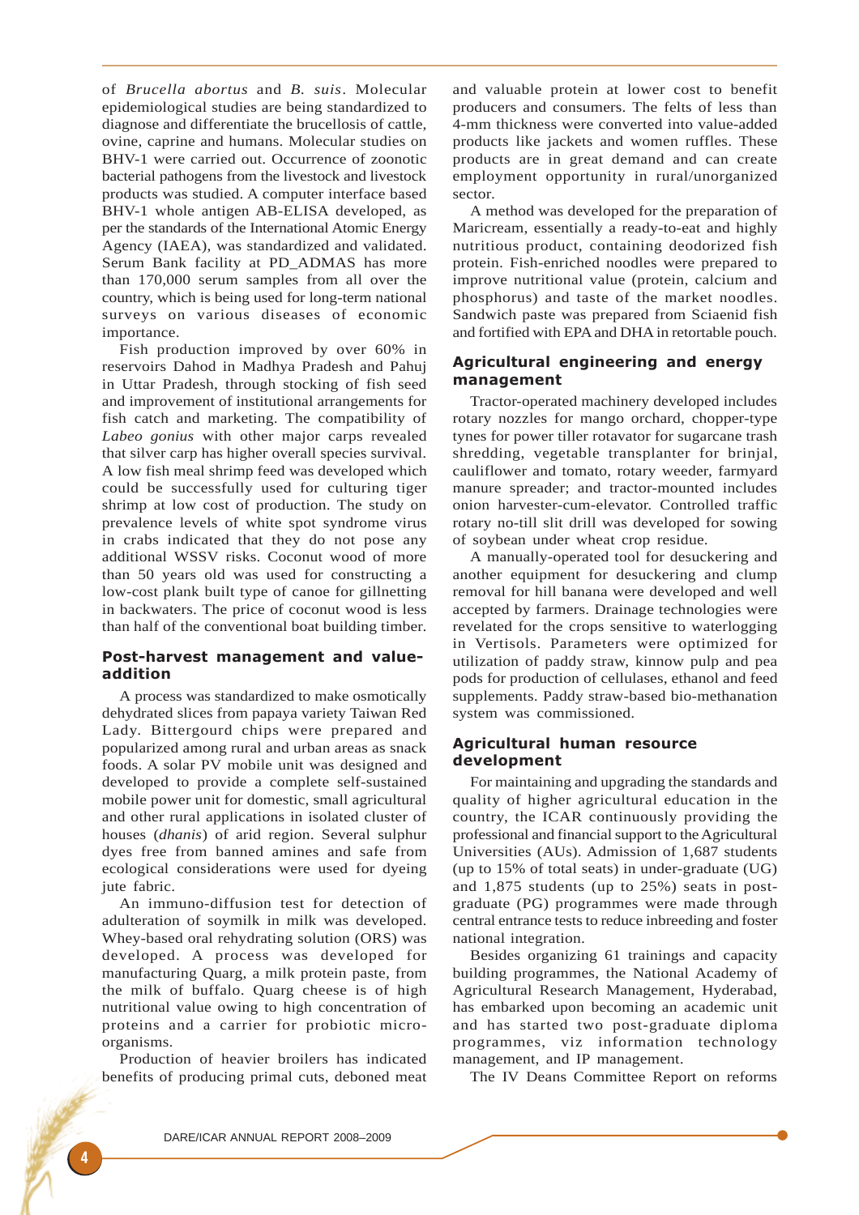of *Brucella abortus* and *B. suis*. Molecular epidemiological studies are being standardized to diagnose and differentiate the brucellosis of cattle, ovine, caprine and humans. Molecular studies on BHV-1 were carried out. Occurrence of zoonotic bacterial pathogens from the livestock and livestock products was studied. A computer interface based BHV-1 whole antigen AB-ELISA developed, as per the standards of the International Atomic Energy Agency (IAEA), was standardized and validated. Serum Bank facility at PD_ADMAS has more than 170,000 serum samples from all over the country, which is being used for long-term national surveys on various diseases of economic importance.

Fish production improved by over 60% in reservoirs Dahod in Madhya Pradesh and Pahuj in Uttar Pradesh, through stocking of fish seed and improvement of institutional arrangements for fish catch and marketing. The compatibility of *Labeo gonius* with other major carps revealed that silver carp has higher overall species survival. A low fish meal shrimp feed was developed which could be successfully used for culturing tiger shrimp at low cost of production. The study on prevalence levels of white spot syndrome virus in crabs indicated that they do not pose any additional WSSV risks. Coconut wood of more than 50 years old was used for constructing a low-cost plank built type of canoe for gillnetting in backwaters. The price of coconut wood is less than half of the conventional boat building timber.

## Post-harvest management and value-addition

A process was standardized to make osmotically dehydrated slices from papaya variety Taiwan Red Lady. Bittergourd chips were prepared and popularized among rural and urban areas as snack foods. A solar PV mobile unit was designed and developed to provide a complete self-sustained mobile power unit for domestic, small agricultural and other rural applications in isolated cluster of houses (*dhanis*) of arid region. Several sulphur dyes free from banned amines and safe from ecological considerations were used for dyeing jute fabric.

An immuno-diffusion test for detection of adulteration of soymilk in milk was developed. Whey-based oral rehydrating solution (ORS) was developed. A process was developed for manufacturing Quarg, a milk protein paste, from the milk of buffalo. Quarg cheese is of high nutritional value owing to high concentration of proteins and a carrier for probiotic micro-organisms.

Production of heavier broilers has indicated benefits of producing primal cuts, deboned meat and valuable protein at lower cost to benefit producers and consumers. The felts of less than 4-mm thickness were converted into value-added products like jackets and women ruffles. These products are in great demand and can create employment opportunity in rural/unorganized sector.

A method was developed for the preparation of Maricream, essentially a ready-to-eat and highly nutritious product, containing deodorized fish protein. Fish-enriched noodles were prepared to improve nutritional value (protein, calcium and phosphorus) and taste of the market noodles. Sandwich paste was prepared from Sciaenid fish and fortified with EPA and DHA in retortable pouch.

## Agricultural engineering and energy management

Tractor-operated machinery developed includes rotary nozzles for mango orchard, chopper-type tynes for power tiller rotavator for sugarcane trash shredding, vegetable transplanter for brinjal, cauliflower and tomato, rotary weeder, farmyard manure spreader; and tractor-mounted includes onion harvester-cum-elevator. Controlled traffic rotary no-till slit drill was developed for sowing of soybean under wheat crop residue.

A manually-operated tool for desuckering and another equipment for desuckering and clump removal for hill banana were developed and well accepted by farmers. Drainage technologies were revelated for the crops sensitive to waterlogging in Vertisols. Parameters were optimized for utilization of paddy straw, kinnow pulp and pea pods for production of cellulases, ethanol and feed supplements. Paddy straw-based bio-methanation system was commissioned.

## Agricultural human resource development

For maintaining and upgrading the standards and quality of higher agricultural education in the country, the ICAR continuously providing the professional and financial support to the Agricultural Universities (AUs). Admission of 1,687 students (up to 15% of total seats) in under-graduate (UG) and 1,875 students (up to 25%) seats in post-graduate (PG) programmes were made through central entrance tests to reduce inbreeding and foster national integration.

Besides organizing 61 trainings and capacity building programmes, the National Academy of Agricultural Research Management, Hyderabad, has embarked upon becoming an academic unit and has started two post-graduate diploma programmes, viz information technology management, and IP management.

The IV Deans Committee Report on reforms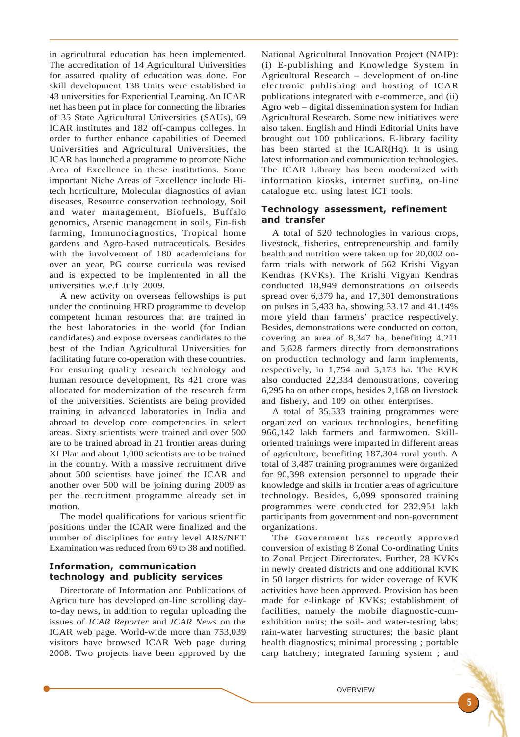in agricultural education has been implemented. The accreditation of 14 Agricultural Universities for assured quality of education was done. For skill development 138 Units were established in 43 universities for Experiential Learning. An ICAR net has been put in place for connecting the libraries of 35 State Agricultural Universities (SAUs), 69 ICAR institutes and 182 off-campus colleges. In order to further enhance capabilities of Deemed Universities and Agricultural Universities, the ICAR has launched a programme to promote Niche Area of Excellence in these institutions. Some important Niche Areas of Excellence include Hi-tech horticulture, Molecular diagnostics of avian diseases, Resource conservation technology, Soil and water management, Biofuels, Buffalo genomics, Arsenic management in soils, Fin-fish farming, Immunodiagnostics, Tropical home gardens and Agro-based nutraceuticals. Besides with the involvement of 180 academicians for over an year, PG course curricula was revised and is expected to be implemented in all the universities w.e.f July 2009.

A new activity on overseas fellowships is put under the continuing HRD programme to develop competent human resources that are trained in the best laboratories in the world (for Indian candidates) and expose overseas candidates to the best of the Indian Agricultural Universities for facilitating future co-operation with these countries. For ensuring quality research technology and human resource development, Rs 421 crore was allocated for modernization of the research farm of the universities. Scientists are being provided training in advanced laboratories in India and abroad to develop core competencies in select areas. Sixty scientists were trained and over 500 are to be trained abroad in 21 frontier areas during XI Plan and about 1,000 scientists are to be trained in the country. With a massive recruitment drive about 500 scientists have joined the ICAR and another over 500 will be joining during 2009 as per the recruitment programme already set in motion.

The model qualifications for various scientific positions under the ICAR were finalized and the number of disciplines for entry level ARS/NET Examination was reduced from 69 to 38 and notified.

### Information, communication technology and publicity services

Directorate of Information and Publications of Agriculture has developed on-line scrolling day-to-day news, in addition to regular uploading the issues of *ICAR Reporter* and *ICAR News* on the ICAR web page. World-wide more than 753,039 visitors have browsed ICAR Web page during 2008. Two projects have been approved by the National Agricultural Innovation Project (NAIP): (i) E-publishing and Knowledge System in Agricultural Research – development of on-line electronic publishing and hosting of ICAR publications integrated with e-commerce, and (ii) Agro web – digital dissemination system for Indian Agricultural Research. Some new initiatives were also taken. English and Hindi Editorial Units have brought out 100 publications. E-library facility has been started at the ICAR(Hq). It is using latest information and communication technologies. The ICAR Library has been modernized with information kiosks, internet surfing, on-line catalogue etc. using latest ICT tools.

### Technology assessment, refinement and transfer

A total of 520 technologies in various crops, livestock, fisheries, entrepreneurship and family health and nutrition were taken up for 20,002 on-farm trials with network of 562 Krishi Vigyan Kendras (KVKs). The Krishi Vigyan Kendras conducted 18,949 demonstrations on oilseeds spread over 6,379 ha, and 17,301 demonstrations on pulses in 5,433 ha, showing 33.17 and 41.14% more yield than farmers' practice respectively. Besides, demonstrations were conducted on cotton, covering an area of 8,347 ha, benefiting 4,211 and 5,628 farmers directly from demonstrations on production technology and farm implements, respectively, in 1,754 and 5,173 ha. The KVK also conducted 22,334 demonstrations, covering 6,295 ha on other crops, besides 2,168 on livestock and fishery, and 109 on other enterprises.

A total of 35,533 training programmes were organized on various technologies, benefiting 966,142 lakh farmers and farmwomen. Skill-oriented trainings were imparted in different areas of agriculture, benefiting 187,304 rural youth. A total of 3,487 training programmes were organized for 90,398 extension personnel to upgrade their knowledge and skills in frontier areas of agriculture technology. Besides, 6,099 sponsored training programmes were conducted for 232,951 lakh participants from government and non-government organizations.

The Government has recently approved conversion of existing 8 Zonal Co-ordinating Units to Zonal Project Directorates. Further, 28 KVKs in newly created districts and one additional KVK in 50 larger districts for wider coverage of KVK activities have been approved. Provision has been made for e-linkage of KVKs; establishment of facilities, namely the mobile diagnostic-cum-exhibition units; the soil- and water-testing labs; rain-water harvesting structures; the basic plant health diagnostics; minimal processing ; portable carp hatchery; integrated farming system ; and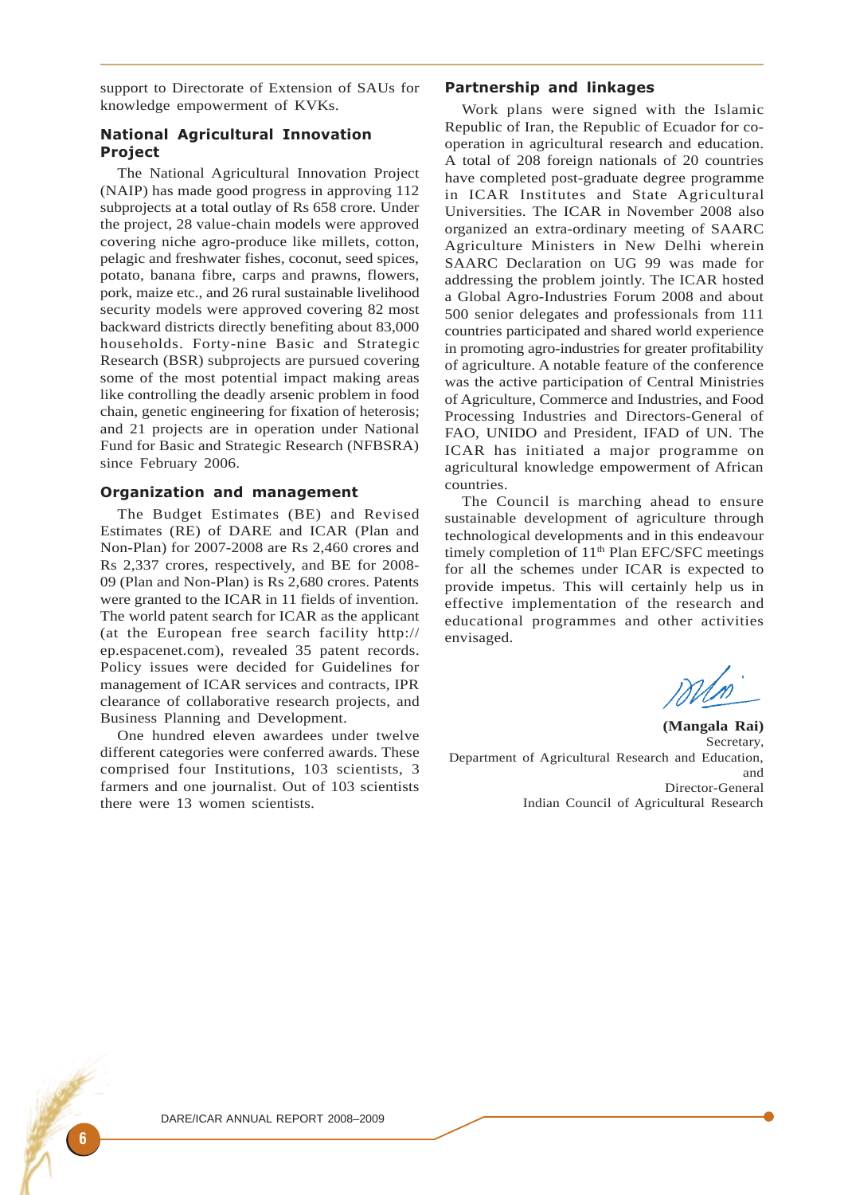support to Directorate of Extension of SAUs for knowledge empowerment of KVKs.

## National Agricultural Innovation Project

The National Agricultural Innovation Project (NAIP) has made good progress in approving 112 subprojects at a total outlay of Rs 658 crore. Under the project, 28 value-chain models were approved covering niche agro-produce like millets, cotton, pelagic and freshwater fishes, coconut, seed spices, potato, banana fibre, carps and prawns, flowers, pork, maize etc., and 26 rural sustainable livelihood security models were approved covering 82 most backward districts directly benefiting about 83,000 households. Forty-nine Basic and Strategic Research (BSR) subprojects are pursued covering some of the most potential impact making areas like controlling the deadly arsenic problem in food chain, genetic engineering for fixation of heterosis; and 21 projects are in operation under National Fund for Basic and Strategic Research (NFBSRA) since February 2006.

## Organization and management

The Budget Estimates (BE) and Revised Estimates (RE) of DARE and ICAR (Plan and Non-Plan) for 2007-2008 are Rs 2,460 crores and Rs 2,337 crores, respectively, and BE for 2008-09 (Plan and Non-Plan) is Rs 2,680 crores. Patents were granted to the ICAR in 11 fields of invention. The world patent search for ICAR as the applicant (at the European free search facility http://ep.espacenet.com), revealed 35 patent records. Policy issues were decided for Guidelines for management of ICAR services and contracts, IPR clearance of collaborative research projects, and Business Planning and Development.

One hundred eleven awardees under twelve different categories were conferred awards. These comprised four Institutions, 103 scientists, 3 farmers and one journalist. Out of 103 scientists there were 13 women scientists.

## Partnership and linkages

Work plans were signed with the Islamic Republic of Iran, the Republic of Ecuador for co-operation in agricultural research and education. A total of 208 foreign nationals of 20 countries have completed post-graduate degree programme in ICAR Institutes and State Agricultural Universities. The ICAR in November 2008 also organized an extra-ordinary meeting of SAARC Agriculture Ministers in New Delhi wherein SAARC Declaration on UG 99 was made for addressing the problem jointly. The ICAR hosted a Global Agro-Industries Forum 2008 and about 500 senior delegates and professionals from 111 countries participated and shared world experience in promoting agro-industries for greater profitability of agriculture. A notable feature of the conference was the active participation of Central Ministries of Agriculture, Commerce and Industries, and Food Processing Industries and Directors-General of FAO, UNIDO and President, IFAD of UN. The ICAR has initiated a major programme on agricultural knowledge empowerment of African countries.

The Council is marching ahead to ensure sustainable development of agriculture through technological developments and in this endeavour timely completion of 11th Plan EFC/SFC meetings for all the schemes under ICAR is expected to provide impetus. This will certainly help us in effective implementation of the research and educational programmes and other activities envisaged.

**(Mangala Rai)**
Secretary,
Department of Agricultural Research and Education,
and
Director-General
Indian Council of Agricultural Research